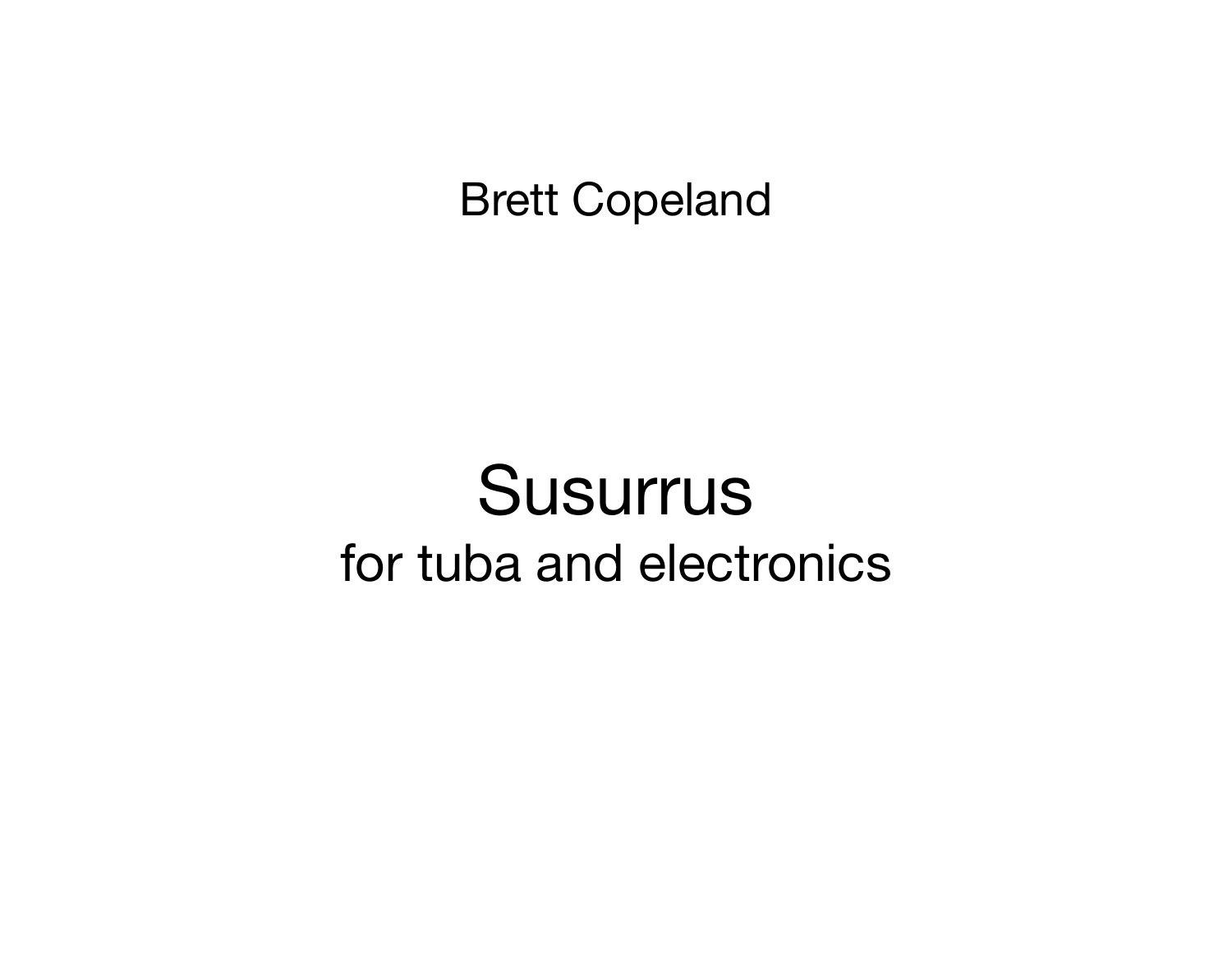Brett Copeland

# Susurrus

for tuba and electronics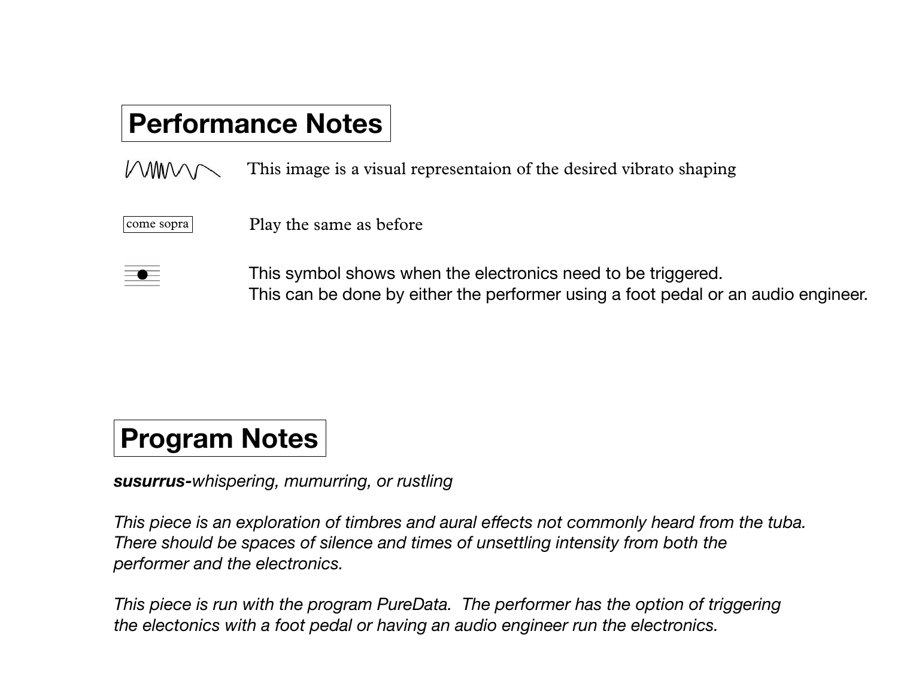# Performance Notes

| | |
|---|---|
| | This image is a visual representaion of the desired vibrato shaping |
| come sopra | Play the same as before |
| | This symbol shows when the electronics need to be triggered. This can be done by either the performer using a foot pedal or an audio engineer. |

# Program Notes

***susurrus-****whispering, mumurring, or rustling*

*This piece is an exploration of timbres and aural effects not commonly heard from the tuba. There should be spaces of silence and times of unsettling intensity from both the performer and the electronics.*

*This piece is run with the program PureData. The performer has the option of triggering the electonics with a foot pedal or having an audio engineer run the electronics.*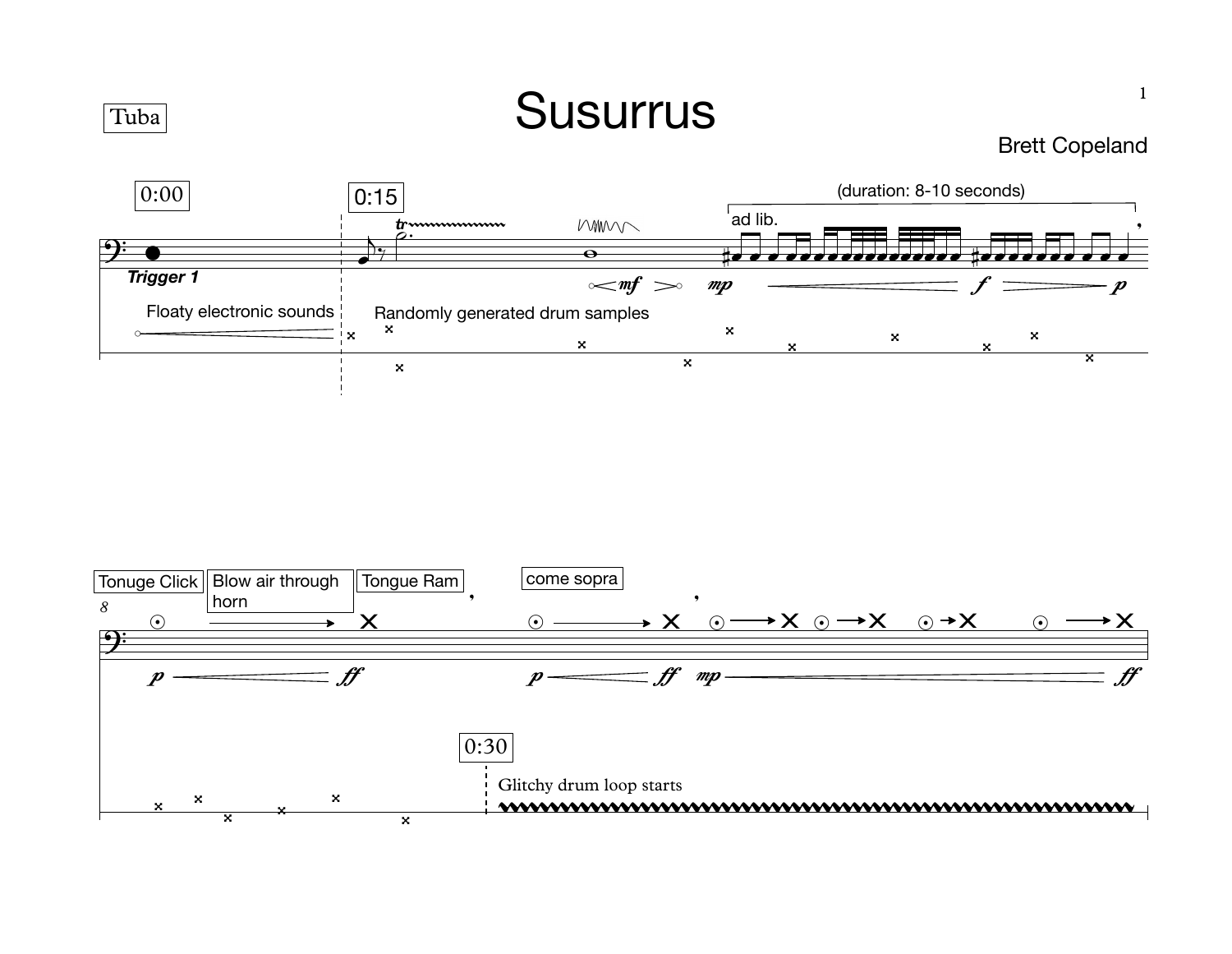Tuba

# Susurrus

Brett Copeland

0:00

**Trigger 1**

Floaty electronic sounds

0:15

Randomly generated drum samples

(duration: 8-10 seconds)

ad lib.

*mf* *mp* *f* *p*

Tonuge Click

Blow air through horn

Tongue Ram

come sopra

*p* *ff* *p* *ff* *mp* *ff*

0:30

Glitchy drum loop starts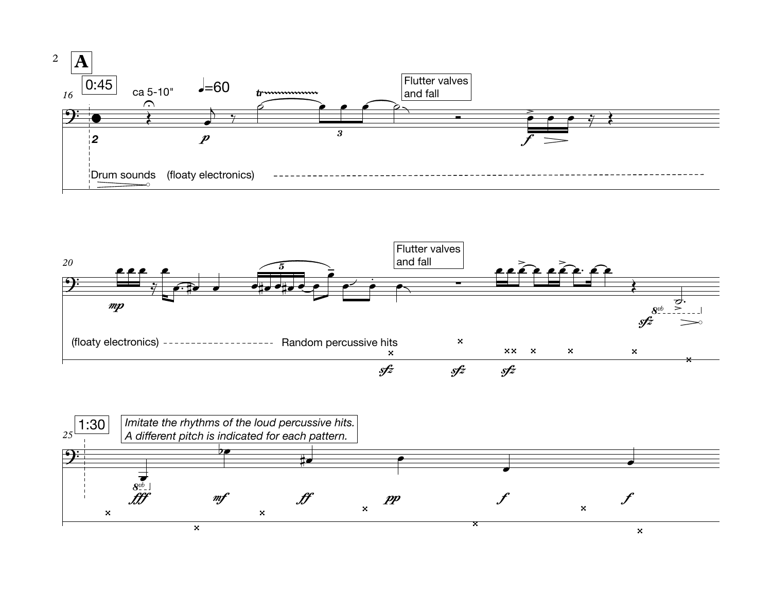**A**

0:45

16

ca 5-10"

♩=60

*tr*

*p*

3

Flutter valves and fall

*f*

2

Drum sounds (floaty electronics)

20

*mp*

5

Flutter valves and fall

$8^{vb}$

*sfz*

(floaty electronics) Random percussive hits

*sfz* *sfz* *sfz*

1:30

25

*Imitate the rhythms of the loud percussive hits.*
*A different pitch is indicated for each pattern.*

$8^{vb}$

*fff* *mf* *ff* *pp* *f* *f*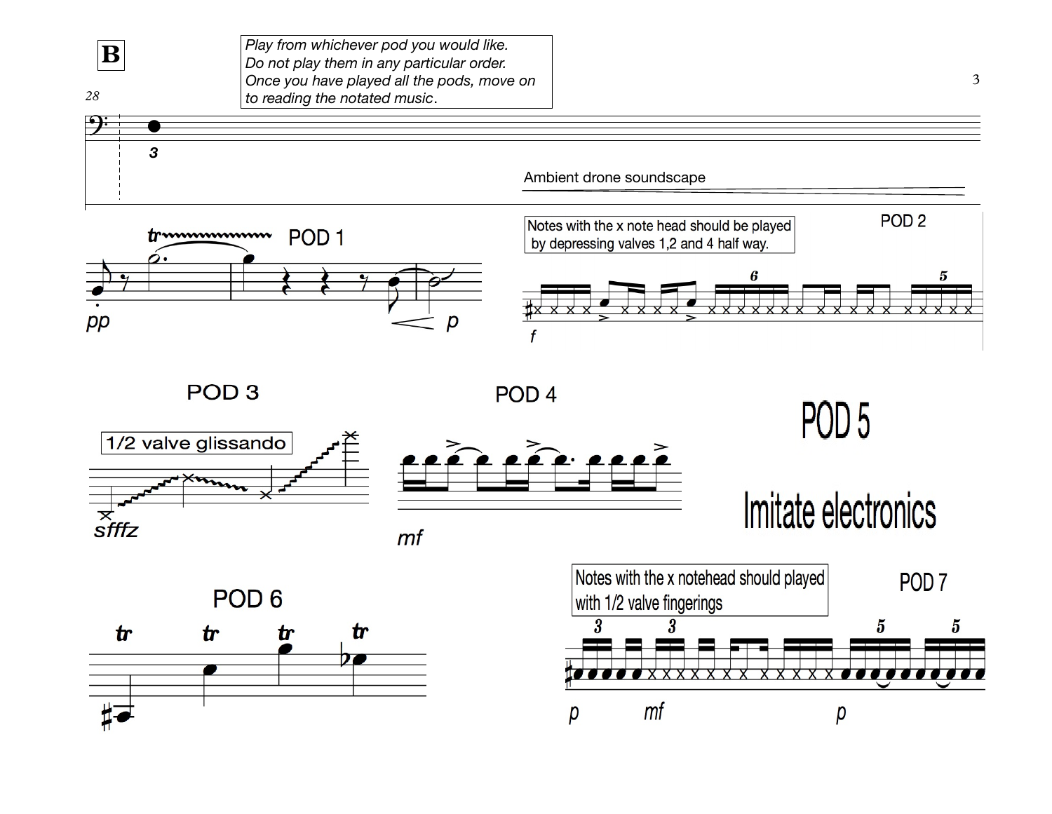**B**

*Play from whichever pod you would like.*
*Do not play them in any particular order.*
*Once you have played all the pods, move on to reading the notated music.*

28

Ambient drone soundscape

POD 1

*pp* *p*

Notes with the x note head should be played by depressing valves 1,2 and 4 half way.

POD 2

*f*

POD 3

1/2 valve glissando

*sfffz*

POD 4

*mf*

# POD 5

# Imitate electronics

POD 6

Notes with the x notehead should played with 1/2 valve fingerings

POD 7

*p* *mf* *p*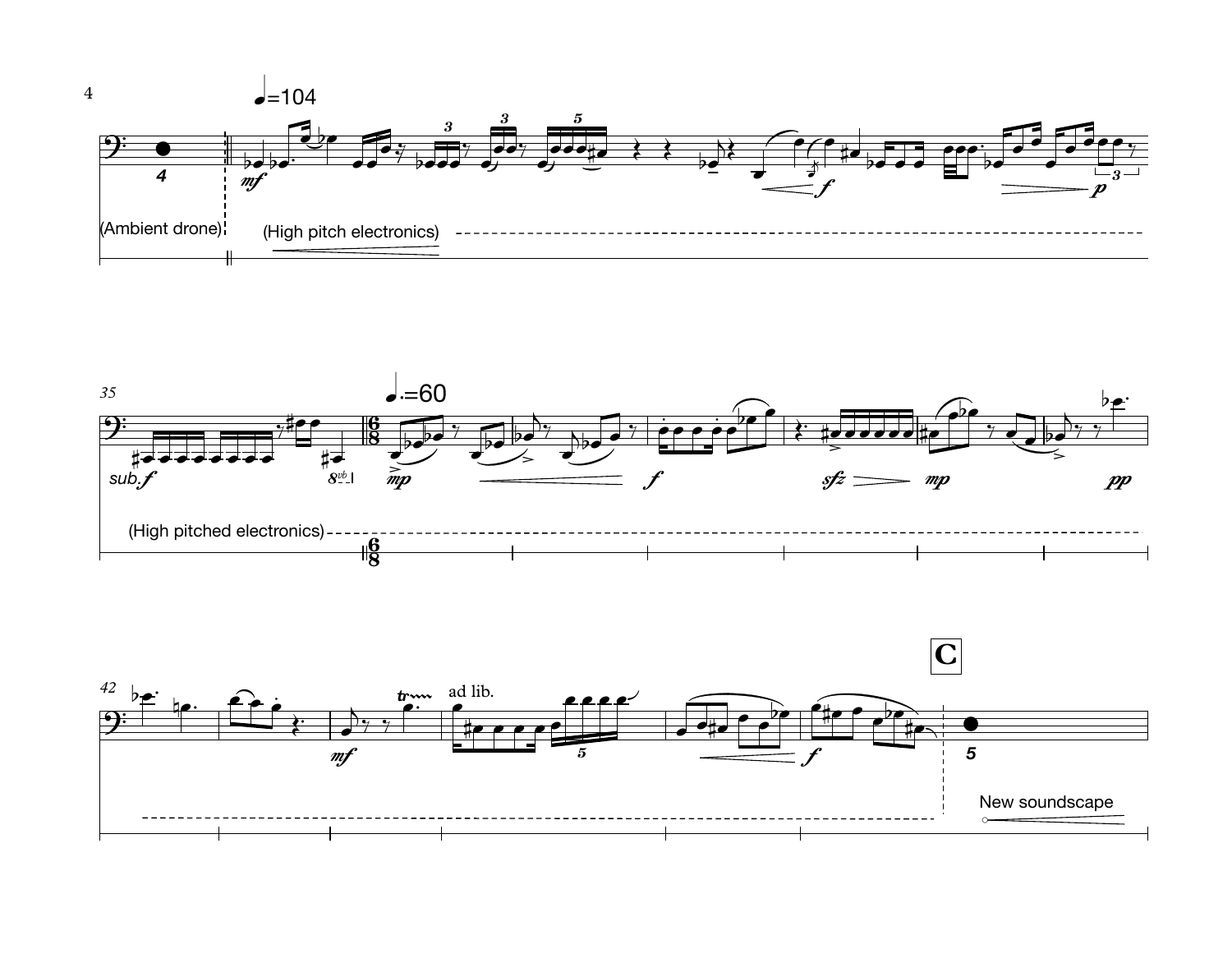♩=104

*mf* *f* *p*

(Ambient drone)

(High pitch electronics)

35

♩.=60

*sub.f* *mp* *f* *sfz* *mp* *pp*

(High pitched electronics)

42

ad lib.

*mf* *f*

**C**

New soundscape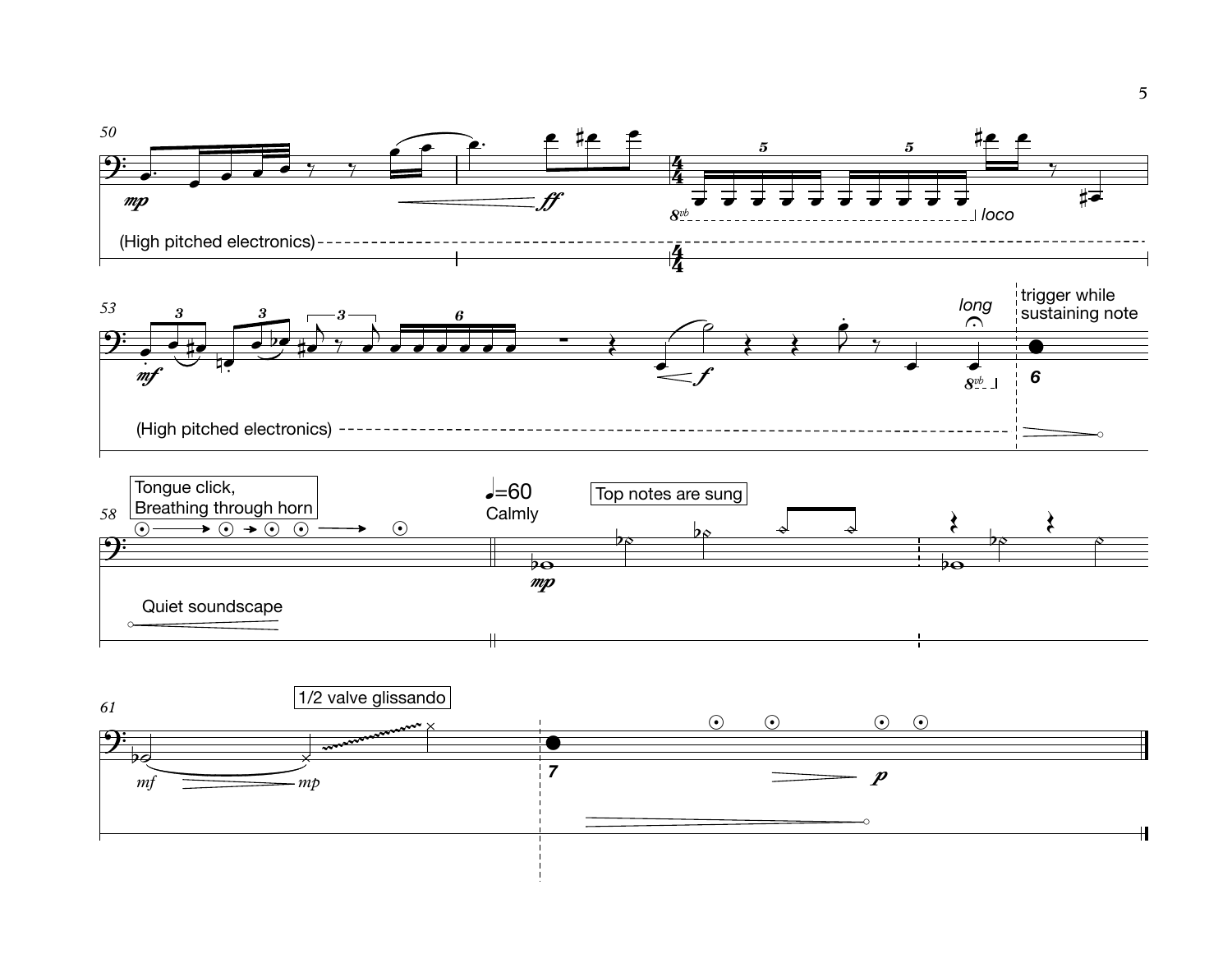50

*mp*

*ff*

(High pitched electronics)

5 5

$8^{vb}$ loco

53

*mf*

3 3 3 6

*f*

long

trigger while sustaining note

6

(High pitched electronics)

58

Tongue click,
Breathing through horn

♩=60
Calmly

Top notes are sung

*mp*

Quiet soundscape

61

1/2 valve glissando

*mf* *mp*

7

*p*